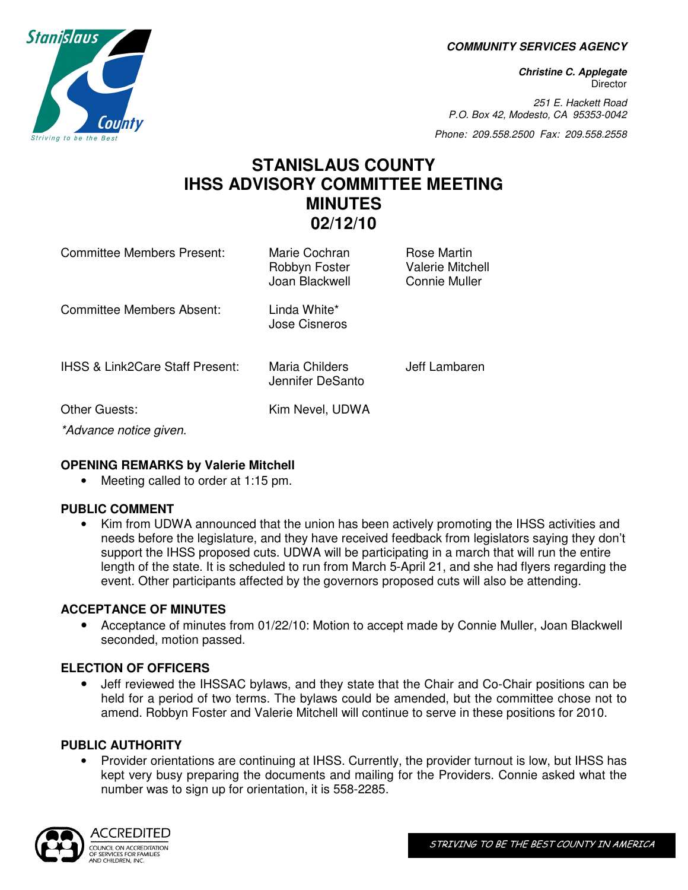**COMMUNITY SERVICES AGENCY**

***Christine C. Applegate***
Director

*251 E. Hackett Road*
*P.O. Box 42, Modesto, CA 95353-0042*

*Phone: 209.558.2500 Fax: 209.558.2558*

# STANISLAUS COUNTY
# IHSS ADVISORY COMMITTEE MEETING
# MINUTES
# 02/12/10

| | | |
|---|---|---|
| Committee Members Present: | Marie Cochran<br>Robbyn Foster<br>Joan Blackwell | Rose Martin<br>Valerie Mitchell<br>Connie Muller |
| Committee Members Absent: | Linda White*<br>Jose Cisneros | |
| IHSS & Link2Care Staff Present: | Maria Childers<br>Jennifer DeSanto | Jeff Lambaren |
| Other Guests: | Kim Nevel, UDWA | |

*\*Advance notice given.*

**OPENING REMARKS by Valerie Mitchell**

- Meeting called to order at 1:15 pm.

**PUBLIC COMMENT**

- Kim from UDWA announced that the union has been actively promoting the IHSS activities and needs before the legislature, and they have received feedback from legislators saying they don't support the IHSS proposed cuts. UDWA will be participating in a march that will run the entire length of the state. It is scheduled to run from March 5-April 21, and she had flyers regarding the event. Other participants affected by the governors proposed cuts will also be attending.

**ACCEPTANCE OF MINUTES**

- Acceptance of minutes from 01/22/10: Motion to accept made by Connie Muller, Joan Blackwell seconded, motion passed.

**ELECTION OF OFFICERS**

- Jeff reviewed the IHSSAC bylaws, and they state that the Chair and Co-Chair positions can be held for a period of two terms. The bylaws could be amended, but the committee chose not to amend. Robbyn Foster and Valerie Mitchell will continue to serve in these positions for 2010.

**PUBLIC AUTHORITY**

- Provider orientations are continuing at IHSS. Currently, the provider turnout is low, but IHSS has kept very busy preparing the documents and mailing for the Providers. Connie asked what the number was to sign up for orientation, it is 558-2285.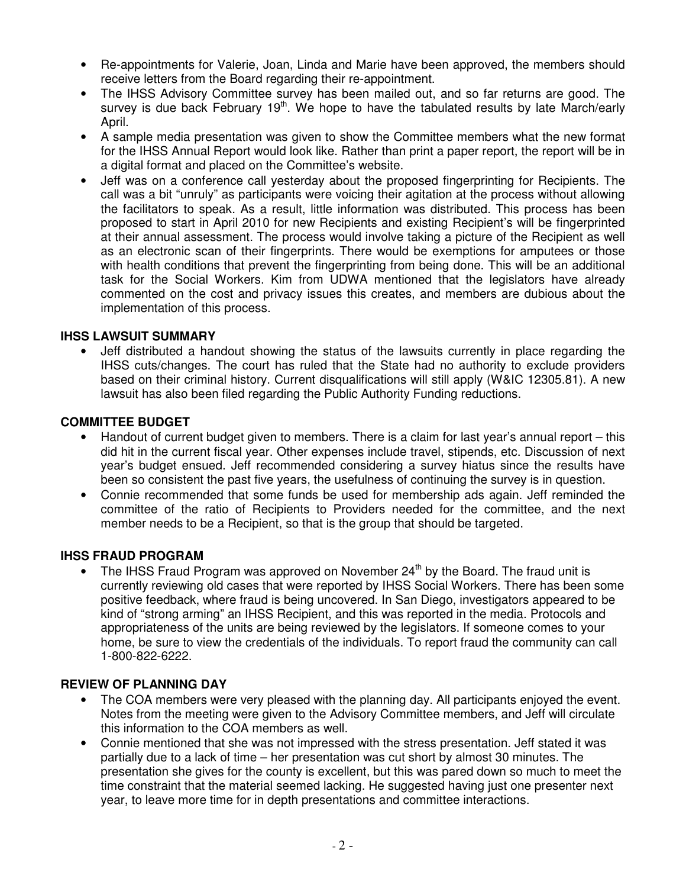- Re-appointments for Valerie, Joan, Linda and Marie have been approved, the members should receive letters from the Board regarding their re-appointment.
- The IHSS Advisory Committee survey has been mailed out, and so far returns are good. The survey is due back February 19th. We hope to have the tabulated results by late March/early April.
- A sample media presentation was given to show the Committee members what the new format for the IHSS Annual Report would look like. Rather than print a paper report, the report will be in a digital format and placed on the Committee's website.
- Jeff was on a conference call yesterday about the proposed fingerprinting for Recipients. The call was a bit "unruly" as participants were voicing their agitation at the process without allowing the facilitators to speak. As a result, little information was distributed. This process has been proposed to start in April 2010 for new Recipients and existing Recipient's will be fingerprinted at their annual assessment. The process would involve taking a picture of the Recipient as well as an electronic scan of their fingerprints. There would be exemptions for amputees or those with health conditions that prevent the fingerprinting from being done. This will be an additional task for the Social Workers. Kim from UDWA mentioned that the legislators have already commented on the cost and privacy issues this creates, and members are dubious about the implementation of this process.

**IHSS LAWSUIT SUMMARY**

- Jeff distributed a handout showing the status of the lawsuits currently in place regarding the IHSS cuts/changes. The court has ruled that the State had no authority to exclude providers based on their criminal history. Current disqualifications will still apply (W&IC 12305.81). A new lawsuit has also been filed regarding the Public Authority Funding reductions.

**COMMITTEE BUDGET**

- Handout of current budget given to members. There is a claim for last year's annual report – this did hit in the current fiscal year. Other expenses include travel, stipends, etc. Discussion of next year's budget ensued. Jeff recommended considering a survey hiatus since the results have been so consistent the past five years, the usefulness of continuing the survey is in question.
- Connie recommended that some funds be used for membership ads again. Jeff reminded the committee of the ratio of Recipients to Providers needed for the committee, and the next member needs to be a Recipient, so that is the group that should be targeted.

**IHSS FRAUD PROGRAM**

- The IHSS Fraud Program was approved on November 24th by the Board. The fraud unit is currently reviewing old cases that were reported by IHSS Social Workers. There has been some positive feedback, where fraud is being uncovered. In San Diego, investigators appeared to be kind of "strong arming" an IHSS Recipient, and this was reported in the media. Protocols and appropriateness of the units are being reviewed by the legislators. If someone comes to your home, be sure to view the credentials of the individuals. To report fraud the community can call 1-800-822-6222.

**REVIEW OF PLANNING DAY**

- The COA members were very pleased with the planning day. All participants enjoyed the event. Notes from the meeting were given to the Advisory Committee members, and Jeff will circulate this information to the COA members as well.
- Connie mentioned that she was not impressed with the stress presentation. Jeff stated it was partially due to a lack of time – her presentation was cut short by almost 30 minutes. The presentation she gives for the county is excellent, but this was pared down so much to meet the time constraint that the material seemed lacking. He suggested having just one presenter next year, to leave more time for in depth presentations and committee interactions.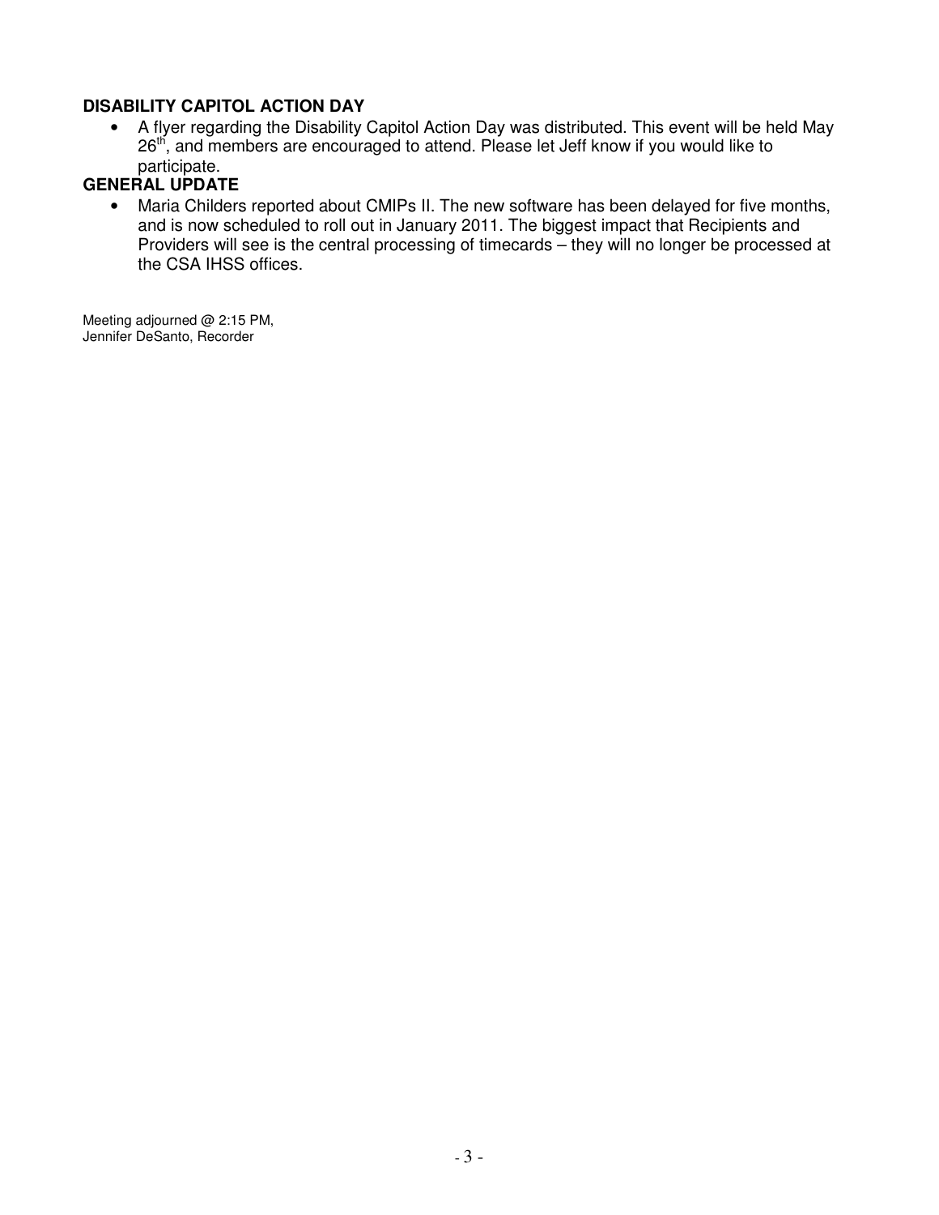**DISABILITY CAPITOL ACTION DAY**

- A flyer regarding the Disability Capitol Action Day was distributed. This event will be held May 26th, and members are encouraged to attend. Please let Jeff know if you would like to participate.

**GENERAL UPDATE**

- Maria Childers reported about CMIPs II. The new software has been delayed for five months, and is now scheduled to roll out in January 2011. The biggest impact that Recipients and Providers will see is the central processing of timecards – they will no longer be processed at the CSA IHSS offices.

Meeting adjourned @ 2:15 PM,
Jennifer DeSanto, Recorder